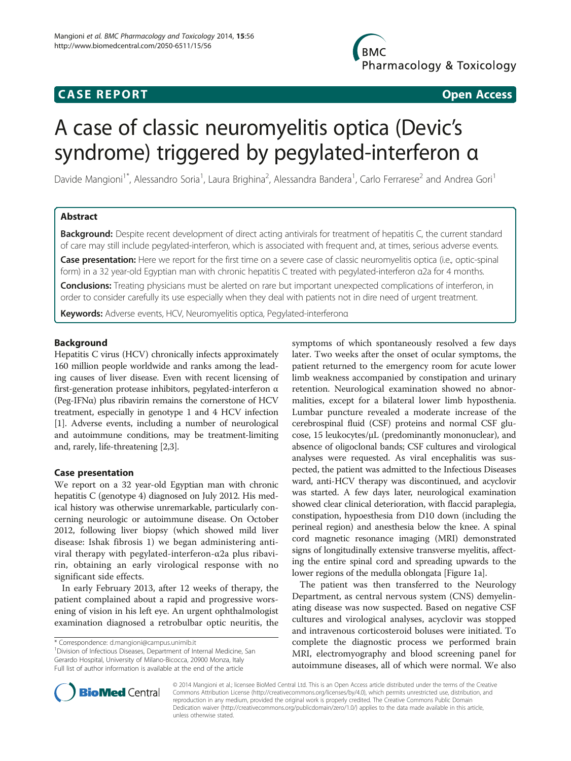**CASE REPORT** **Open Access**

# A case of classic neuromyelitis optica (Devic's syndrome) triggered by pegylated-interferon α

Davide Mangioni[1*], Alessandro Soria[1], Laura Brighina[2], Alessandra Bandera[1], Carlo Ferrarese[2] and Andrea Gori[1]

## Abstract

**Background:** Despite recent development of direct acting antivirals for treatment of hepatitis C, the current standard of care may still include pegylated-interferon, which is associated with frequent and, at times, serious adverse events.

**Case presentation:** Here we report for the first time on a severe case of classic neuromyelitis optica (i.e., optic-spinal form) in a 32 year-old Egyptian man with chronic hepatitis C treated with pegylated-interferon α2a for 4 months.

**Conclusions:** Treating physicians must be alerted on rare but important unexpected complications of interferon, in order to consider carefully its use especially when they deal with patients not in dire need of urgent treatment.

**Keywords:** Adverse events, HCV, Neuromyelitis optica, Pegylated-interferonα

## Background

Hepatitis C virus (HCV) chronically infects approximately 160 million people worldwide and ranks among the leading causes of liver disease. Even with recent licensing of first-generation protease inhibitors, pegylated-interferon α (Peg-IFNα) plus ribavirin remains the cornerstone of HCV treatment, especially in genotype 1 and 4 HCV infection [1]. Adverse events, including a number of neurological and autoimmune conditions, may be treatment-limiting and, rarely, life-threatening [2,3].

## Case presentation

We report on a 32 year-old Egyptian man with chronic hepatitis C (genotype 4) diagnosed on July 2012. His medical history was otherwise unremarkable, particularly concerning neurologic or autoimmune disease. On October 2012, following liver biopsy (which showed mild liver disease: Ishak fibrosis 1) we began administering antiviral therapy with pegylated-interferon-α2a plus ribavirin, obtaining an early virological response with no significant side effects.

In early February 2013, after 12 weeks of therapy, the patient complained about a rapid and progressive worsening of vision in his left eye. An urgent ophthalmologist examination diagnosed a retrobulbar optic neuritis, the symptoms of which spontaneously resolved a few days later. Two weeks after the onset of ocular symptoms, the patient returned to the emergency room for acute lower limb weakness accompanied by constipation and urinary retention. Neurological examination showed no abnormalities, except for a bilateral lower limb hypesthesia. Lumbar puncture revealed a moderate increase of the cerebrospinal fluid (CSF) proteins and normal CSF glucose, 15 leukocytes/μL (predominantly mononuclear), and absence of oligoclonal bands; CSF cultures and virological analyses were requested. As viral encephalitis was suspected, the patient was admitted to the Infectious Diseases ward, anti-HCV therapy was discontinued, and acyclovir was started. A few days later, neurological examination showed clear clinical deterioration, with flaccid paraplegia, constipation, hypoesthesia from D10 down (including the perineal region) and anesthesia below the knee. A spinal cord magnetic resonance imaging (MRI) demonstrated signs of longitudinally extensive transverse myelitis, affecting the entire spinal cord and spreading upwards to the lower regions of the medulla oblongata [Figure 1a].

The patient was then transferred to the Neurology Department, as central nervous system (CNS) demyelinating disease was now suspected. Based on negative CSF cultures and virological analyses, acyclovir was stopped and intravenous corticosteroid boluses were initiated. To complete the diagnostic process we performed brain MRI, electromyography and blood screening panel for autoimmune diseases, all of which were normal. We also

\* Correspondence: d.mangioni@campus.unimib.it
[1]Division of Infectious Diseases, Department of Internal Medicine, San Gerardo Hospital, University of Milano-Bicocca, 20900 Monza, Italy
Full list of author information is available at the end of the article

© 2014 Mangioni et al.; licensee BioMed Central Ltd. This is an Open Access article distributed under the terms of the Creative Commons Attribution License (http://creativecommons.org/licenses/by/4.0), which permits unrestricted use, distribution, and reproduction in any medium, provided the original work is properly credited. The Creative Commons Public Domain Dedication waiver (http://creativecommons.org/publicdomain/zero/1.0/) applies to the data made available in this article, unless otherwise stated.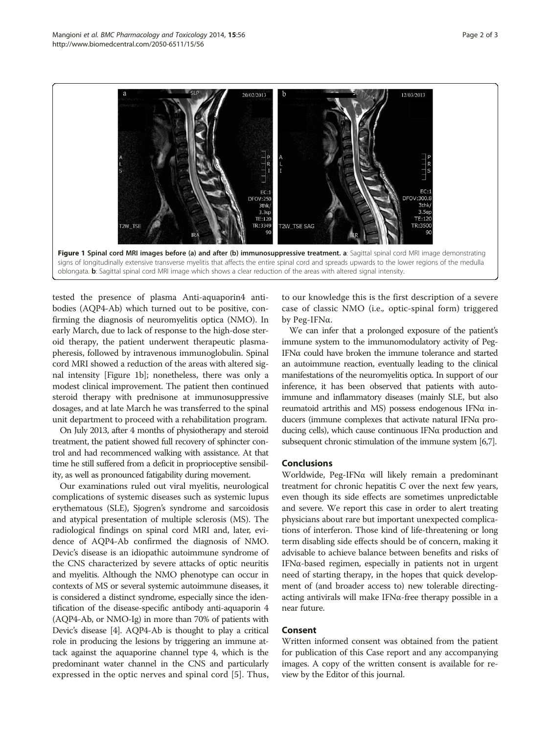**Figure 1 Spinal cord MRI images before (a) and after (b) immunosuppressive treatment. a**: Sagittal spinal cord MRI image demonstrating signs of longitudinally extensive transverse myelitis that affects the entire spinal cord and spreads upwards to the lower regions of the medulla oblongata. **b**: Sagittal spinal cord MRI image which shows a clear reduction of the areas with altered signal intensity.

tested the presence of plasma Anti-aquaporin4 antibodies (AQP4-Ab) which turned out to be positive, confirming the diagnosis of neuromyelitis optica (NMO). In early March, due to lack of response to the high-dose steroid therapy, the patient underwent therapeutic plasmapheresis, followed by intravenous immunoglobulin. Spinal cord MRI showed a reduction of the areas with altered signal intensity [Figure 1b]; nonetheless, there was only a modest clinical improvement. The patient then continued steroid therapy with prednisone at immunosuppressive dosages, and at late March he was transferred to the spinal unit department to proceed with a rehabilitation program.

On July 2013, after 4 months of physiotherapy and steroid treatment, the patient showed full recovery of sphincter control and had recommenced walking with assistance. At that time he still suffered from a deficit in proprioceptive sensibility, as well as pronounced fatigability during movement.

Our examinations ruled out viral myelitis, neurological complications of systemic diseases such as systemic lupus erythematous (SLE), Sjogren's syndrome and sarcoidosis and atypical presentation of multiple sclerosis (MS). The radiological findings on spinal cord MRI and, later, evidence of AQP4-Ab confirmed the diagnosis of NMO. Devic's disease is an idiopathic autoimmune syndrome of the CNS characterized by severe attacks of optic neuritis and myelitis. Although the NMO phenotype can occur in contexts of MS or several systemic autoimmune diseases, it is considered a distinct syndrome, especially since the identification of the disease-specific antibody anti-aquaporin 4 (AQP4-Ab, or NMO-Ig) in more than 70% of patients with Devic's disease [4]. AQP4-Ab is thought to play a critical role in producing the lesions by triggering an immune attack against the aquaporine channel type 4, which is the predominant water channel in the CNS and particularly expressed in the optic nerves and spinal cord [5]. Thus, to our knowledge this is the first description of a severe case of classic NMO (i.e., optic-spinal form) triggered by Peg-IFNα.

We can infer that a prolonged exposure of the patient's immune system to the immunomodulatory activity of Peg-IFNα could have broken the immune tolerance and started an autoimmune reaction, eventually leading to the clinical manifestations of the neuromyelitis optica. In support of our inference, it has been observed that patients with autoimmune and inflammatory diseases (mainly SLE, but also reumatoid artrithis and MS) possess endogenous IFNα inducers (immune complexes that activate natural IFNα producing cells), which cause continuous IFNα production and subsequent chronic stimulation of the immune system [6,7].

## Conclusions

Worldwide, Peg-IFNα will likely remain a predominant treatment for chronic hepatitis C over the next few years, even though its side effects are sometimes unpredictable and severe. We report this case in order to alert treating physicians about rare but important unexpected complications of interferon. Those kind of life-threatening or long term disabling side effects should be of concern, making it advisable to achieve balance between benefits and risks of IFNα-based regimen, especially in patients not in urgent need of starting therapy, in the hopes that quick development of (and broader access to) new tolerable directing-acting antivirals will make IFNα-free therapy possible in a near future.

## Consent

Written informed consent was obtained from the patient for publication of this Case report and any accompanying images. A copy of the written consent is available for review by the Editor of this journal.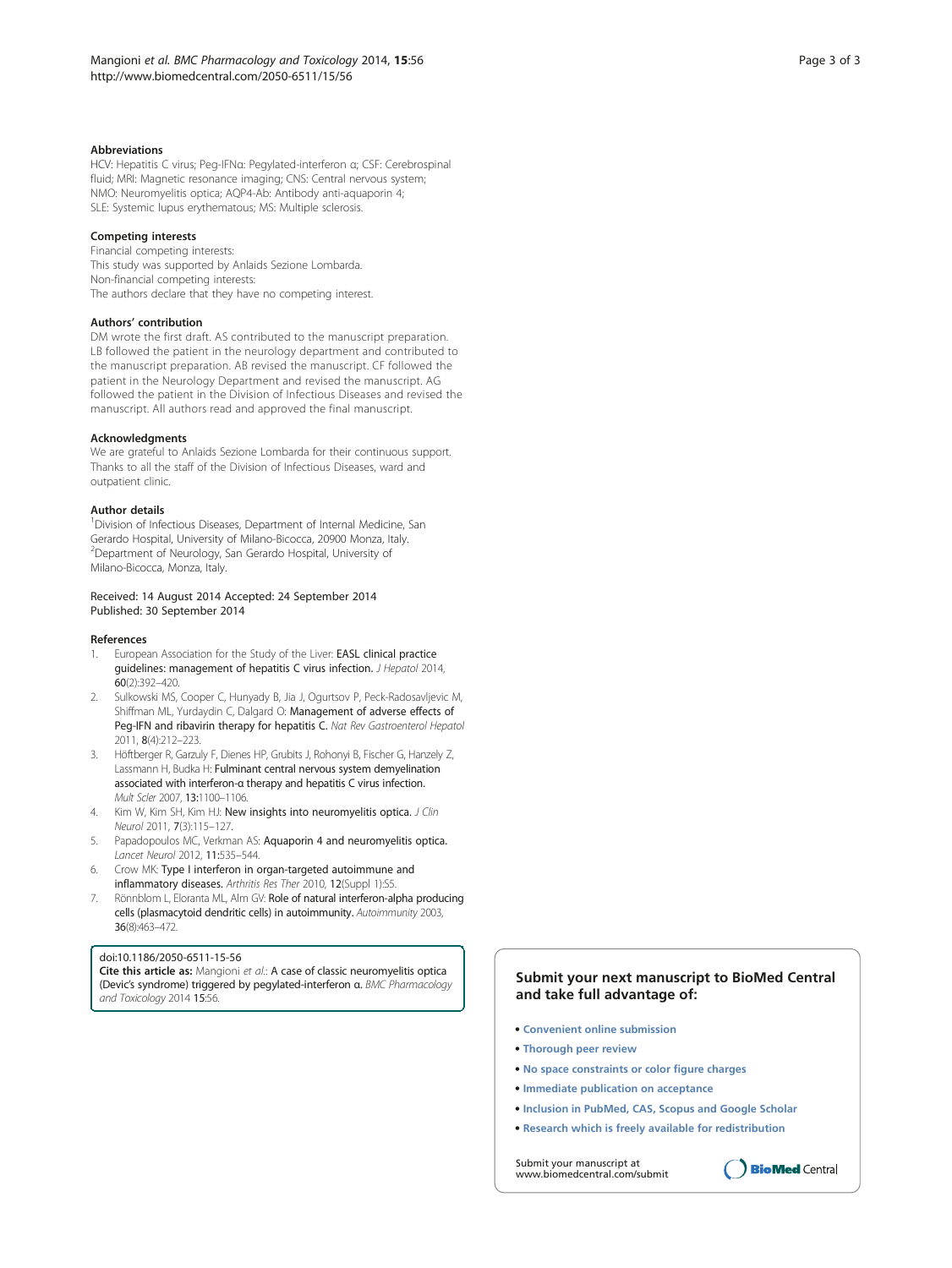### Abbreviations

HCV: Hepatitis C virus; Peg-IFNα: Pegylated-interferon α; CSF: Cerebrospinal fluid; MRI: Magnetic resonance imaging; CNS: Central nervous system; NMO: Neuromyelitis optica; AQP4-Ab: Antibody anti-aquaporin 4; SLE: Systemic lupus erythematous; MS: Multiple sclerosis.

### Competing interests

Financial competing interests:
This study was supported by Anlaids Sezione Lombarda.
Non-financial competing interests:
The authors declare that they have no competing interest.

### Authors' contribution

DM wrote the first draft. AS contributed to the manuscript preparation. LB followed the patient in the neurology department and contributed to the manuscript preparation. AB revised the manuscript. CF followed the patient in the Neurology Department and revised the manuscript. AG followed the patient in the Division of Infectious Diseases and revised the manuscript. All authors read and approved the final manuscript.

### Acknowledgments

We are grateful to Anlaids Sezione Lombarda for their continuous support. Thanks to all the staff of the Division of Infectious Diseases, ward and outpatient clinic.

### Author details

[1]Division of Infectious Diseases, Department of Internal Medicine, San Gerardo Hospital, University of Milano-Bicocca, 20900 Monza, Italy. [2]Department of Neurology, San Gerardo Hospital, University of Milano-Bicocca, Monza, Italy.

Received: 14 August 2014 Accepted: 24 September 2014
Published: 30 September 2014

### References

1. European Association for the Study of the Liver: **EASL clinical practice guidelines: management of hepatitis C virus infection.** *J Hepatol* 2014, **60**(2):392–420.
2. Sulkowski MS, Cooper C, Hunyady B, Jia J, Ogurtsov P, Peck-Radosavljevic M, Shiffman ML, Yurdaydin C, Dalgard O: **Management of adverse effects of Peg-IFN and ribavirin therapy for hepatitis C.** *Nat Rev Gastroenterol Hepatol* 2011, **8**(4):212–223.
3. Höftberger R, Garzuly F, Dienes HP, Grubits J, Rohonyi B, Fischer G, Hanzely Z, Lassmann H, Budka H: **Fulminant central nervous system demyelination associated with interferon-α therapy and hepatitis C virus infection.** *Mult Scler* 2007, **13**:1100–1106.
4. Kim W, Kim SH, Kim HJ: **New insights into neuromyelitis optica.** *J Clin Neurol* 2011, **7**(3):115–127.
5. Papadopoulos MC, Verkman AS: **Aquaporin 4 and neuromyelitis optica.** *Lancet Neurol* 2012, **11**:535–544.
6. Crow MK: **Type I interferon in organ-targeted autoimmune and inflammatory diseases.** *Arthritis Res Ther* 2010, **12**(Suppl 1):S5.
7. Rönnblom L, Eloranta ML, Alm GV: **Role of natural interferon-alpha producing cells (plasmacytoid dendritic cells) in autoimmunity.** *Autoimmunity* 2003, **36**(8):463–472.

doi:10.1186/2050-6511-15-56
**Cite this article as:** Mangioni *et al.*: A case of classic neuromyelitis optica (Devic's syndrome) triggered by pegylated-interferon α. *BMC Pharmacology and Toxicology* 2014 **15**:56.

**Submit your next manuscript to BioMed Central and take full advantage of:**

- **Convenient online submission**
- **Thorough peer review**
- **No space constraints or color figure charges**
- **Immediate publication on acceptance**
- **Inclusion in PubMed, CAS, Scopus and Google Scholar**
- **Research which is freely available for redistribution**

Submit your manuscript at
www.biomedcentral.com/submit

BioMed Central